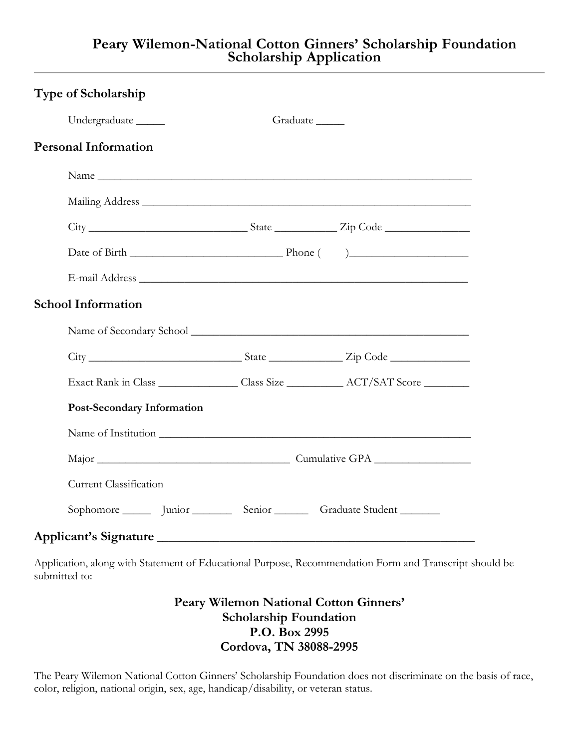# Peary Wilemon-National Cotton Ginners' Scholarship Foundation Scholarship Application

## Type of Scholarship

Undergraduate _____ Graduate _____

## Personal Information

Name ___________________________________________________________________

Mailing Address ___________________________________________________________

City ____________________________ State ___________ Zip Code _______________

Date of Birth ___________________________ Phone (      )_____________________

E-mail Address ___________________________________________________________

## School Information

Name of Secondary School ___________________________________________________

City ___________________________ State _____________ Zip Code ______________

Exact Rank in Class ______________ Class Size __________ ACT/SAT Score ________

### Post-Secondary Information

Name of Institution _________________________________________________________

Major ___________________________________ Cumulative GPA _________________

Current Classification

Sophomore _____ Junior _______ Senior ______ Graduate Student _______

## Applicant's Signature ____________________________________________________

Application, along with Statement of Educational Purpose, Recommendation Form and Transcript should be submitted to:

**Peary Wilemon National Cotton Ginners'**
**Scholarship Foundation**
**P.O. Box 2995**
**Cordova, TN 38088-2995**

The Peary Wilemon National Cotton Ginners' Scholarship Foundation does not discriminate on the basis of race, color, religion, national origin, sex, age, handicap/disability, or veteran status.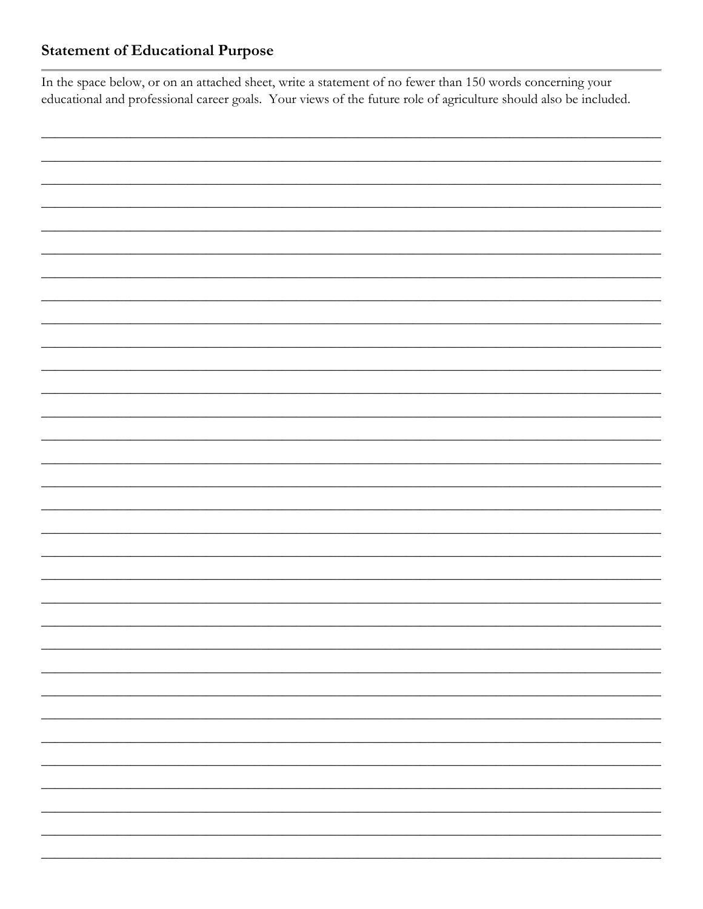## Statement of Educational Purpose

In the space below, or on an attached sheet, write a statement of no fewer than 150 words concerning your educational and professional career goals. Your views of the future role of agriculture should also be included.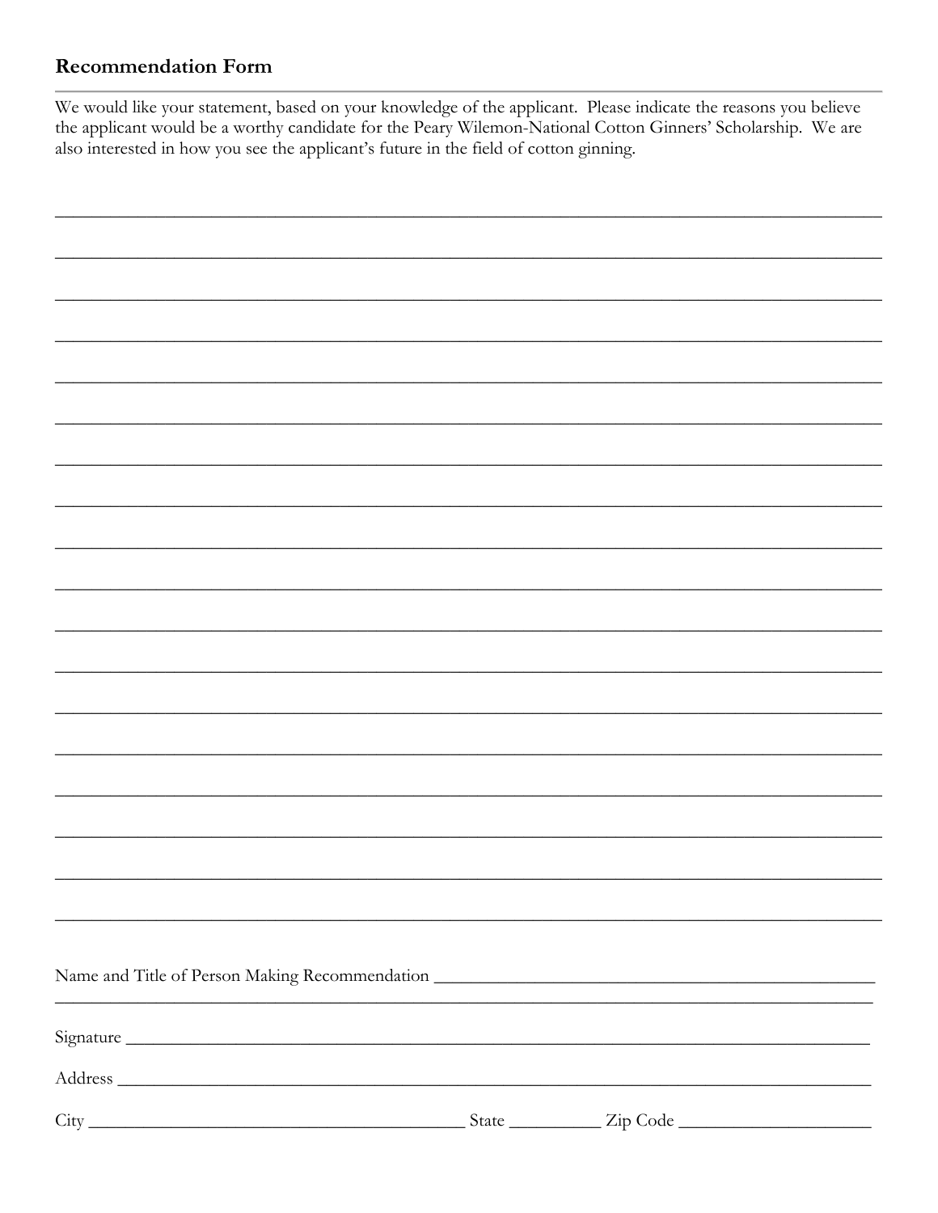## Recommendation Form

We would like your statement, based on your knowledge of the applicant. Please indicate the reasons you believe the applicant would be a worthy candidate for the Peary Wilemon-National Cotton Ginners' Scholarship. We are also interested in how you see the applicant's future in the field of cotton ginning.

_______________________________________________________________________________

_______________________________________________________________________________

_______________________________________________________________________________

_______________________________________________________________________________

_______________________________________________________________________________

_______________________________________________________________________________

_______________________________________________________________________________

_______________________________________________________________________________

_______________________________________________________________________________

_______________________________________________________________________________

_______________________________________________________________________________

_______________________________________________________________________________

_______________________________________________________________________________

_______________________________________________________________________________

_______________________________________________________________________________

_______________________________________________________________________________

_______________________________________________________________________________

_______________________________________________________________________________

Name and Title of Person Making Recommendation ________________________________________
_______________________________________________________________________________

Signature _______________________________________________________________________

Address ________________________________________________________________________

City __________________________________ State _________ Zip Code ___________________